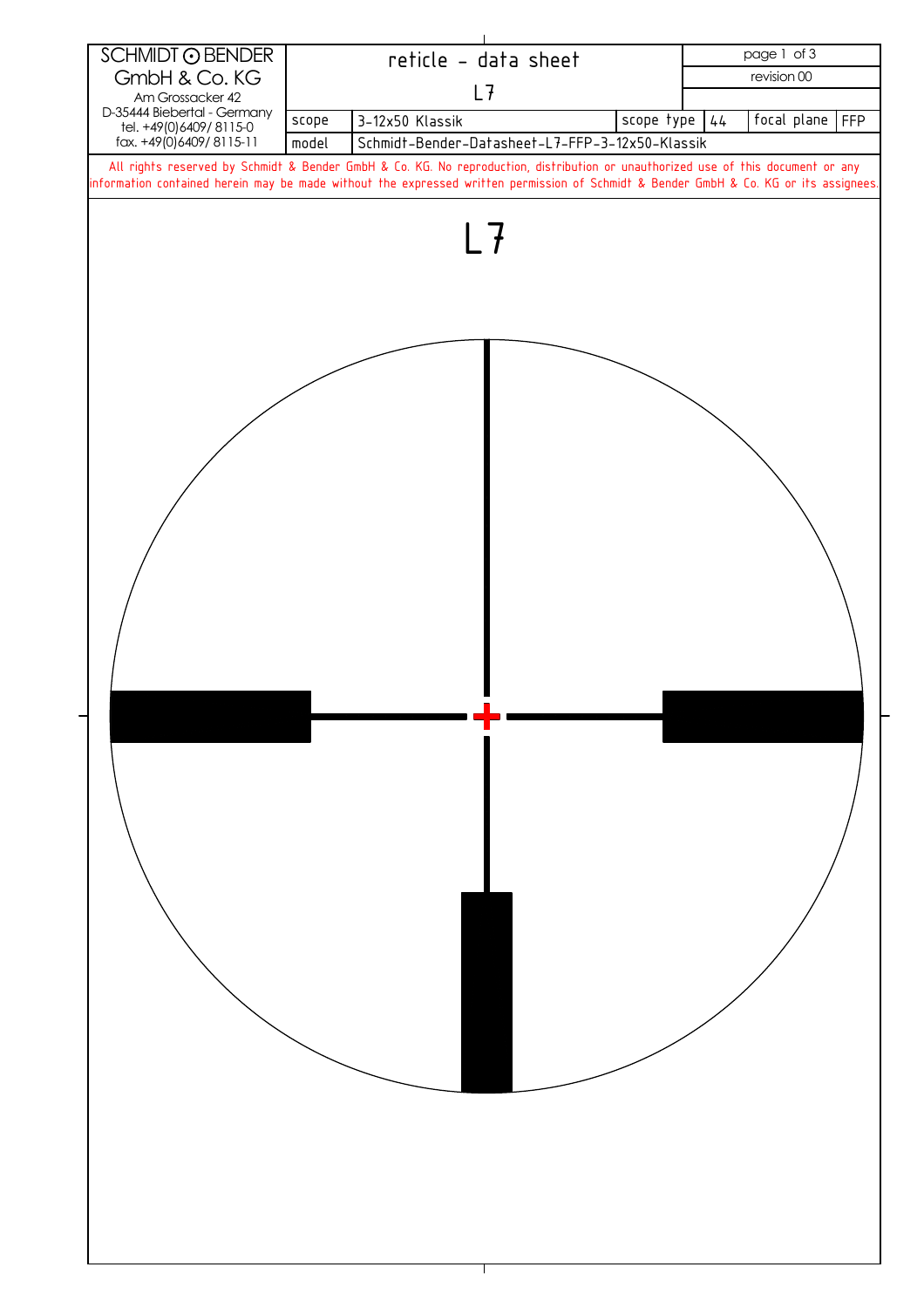| SCHMIDT ⊙ BENDER GmbH & Co. KG Am Grossacker 42 D-35444 Biebertal - Germany tel. +49(0)6409/ 8115-0 fax. +49(0)6409/ 8115-11 | reticle - data sheet L7 | | | | | |
|---|---|---|---|---|---|---|
| | scope | 3-12x50 Klassik | scope type | 44 | focal plane | FFP |
| | model | Schmidt-Bender-Datasheet-L7-FFP-3-12x50-Klassik | | | | |

page 1 of 3

revision 00

All rights reserved by Schmidt & Bender GmbH & Co. KG. No reproduction, distribution or unauthorized use of this document or any information contained herein may be made without the expressed written permission of Schmidt & Bender GmbH & Co. KG or its assignees.

# L7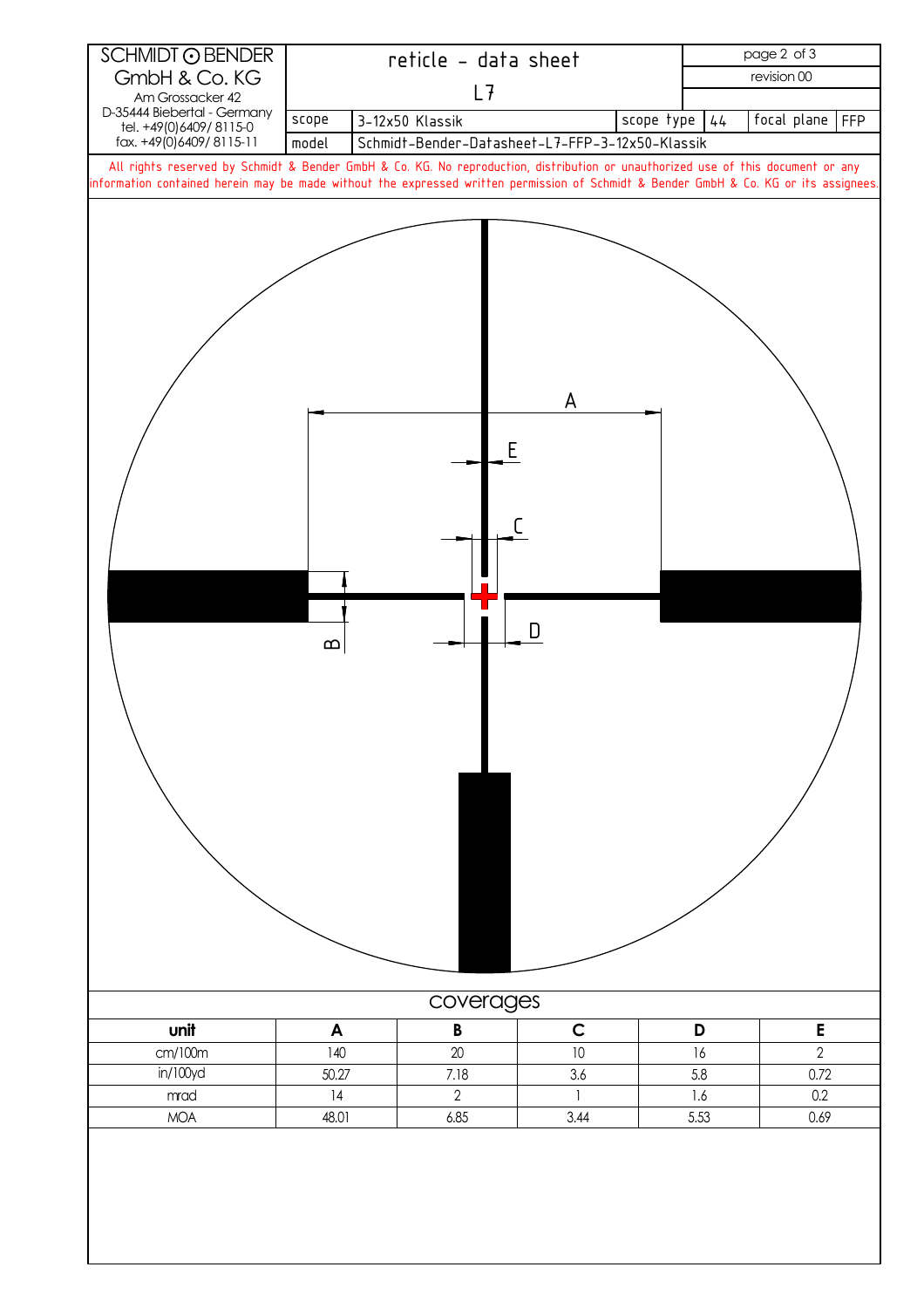SCHMIDT ⊙ BENDER GmbH & Co. KG
Am Grossacker 42
D-35444 Biebertal - Germany
tel. +49(0)6409/ 8115-0
fax. +49(0)6409/ 8115-11

# reticle - data sheet

## L7

revision 00

| scope | 3-12x50 Klassik | scope type | 44 | focal plane | FFP |
|---|---|---|---|---|---|
| model | Schmidt-Bender-Datasheet-L7-FFP-3-12x50-Klassik | | | | |

All rights reserved by Schmidt & Bender GmbH & Co. KG. No reproduction, distribution or unauthorized use of this document or any information contained herein may be made without the expressed written permission of Schmidt & Bender GmbH & Co. KG or its assignees.

A

E

C

D

B

## coverages

| unit | A | B | C | D | E |
|---|---|---|---|---|---|
| cm/100m | 140 | 20 | 10 | 16 | 2 |
| in/100yd | 50.27 | 7.18 | 3.6 | 5.8 | 0.72 |
| mrad | 14 | 2 | 1 | 1.6 | 0.2 |
| MOA | 48.01 | 6.85 | 3.44 | 5.53 | 0.69 |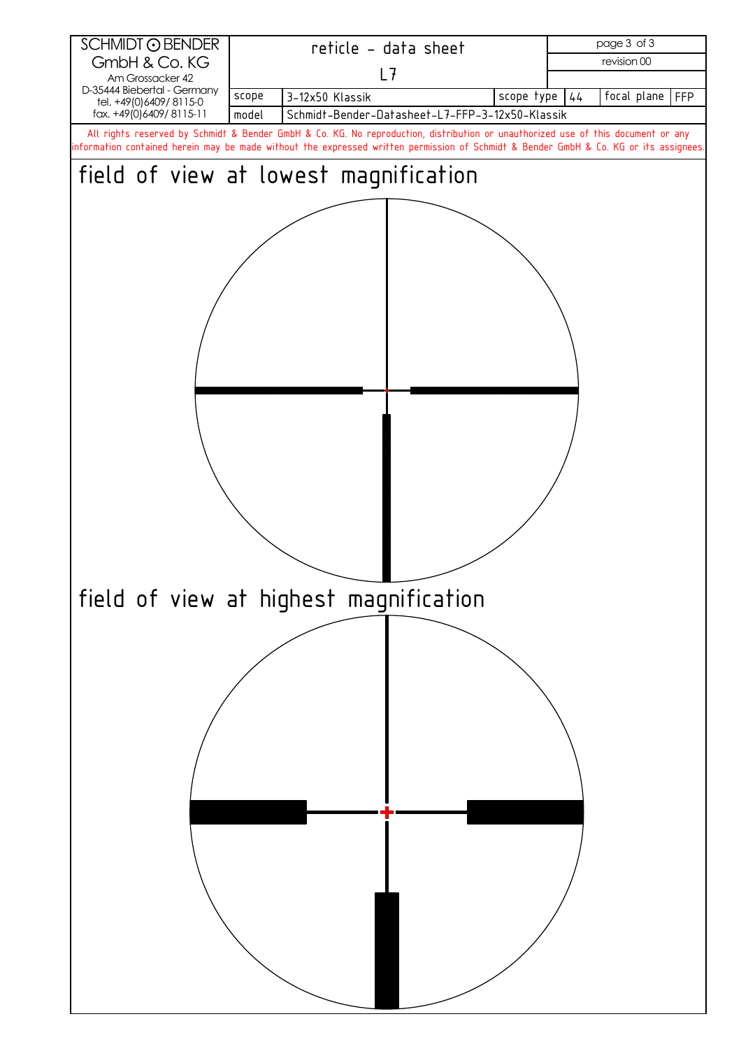| | | | | | | | |
|---|---|---|---|---|---|---|---|
| SCHMIDT ⊙ BENDER GmbH & Co. KG<br>Am Grossacker 42<br>D-35444 Biebertal - Germany<br>tel. +49(0)6409/ 8115-0<br>fax. +49(0)6409/ 8115-11 | reticle - data sheet<br>L7 | | | | revision 00 | | |
| | scope | 3-12x50 Klassik | scope type | 44 | focal plane | FFP | |
| | model | Schmidt-Bender-Datasheet-L7-FFP-3-12x50-Klassik | | | | | |

All rights reserved by Schmidt & Bender GmbH & Co. KG. No reproduction, distribution or unauthorized use of this document or any information contained herein may be made without the expressed written permission of Schmidt & Bender GmbH & Co. KG or its assignees.

# field of view at lowest magnification

# field of view at highest magnification